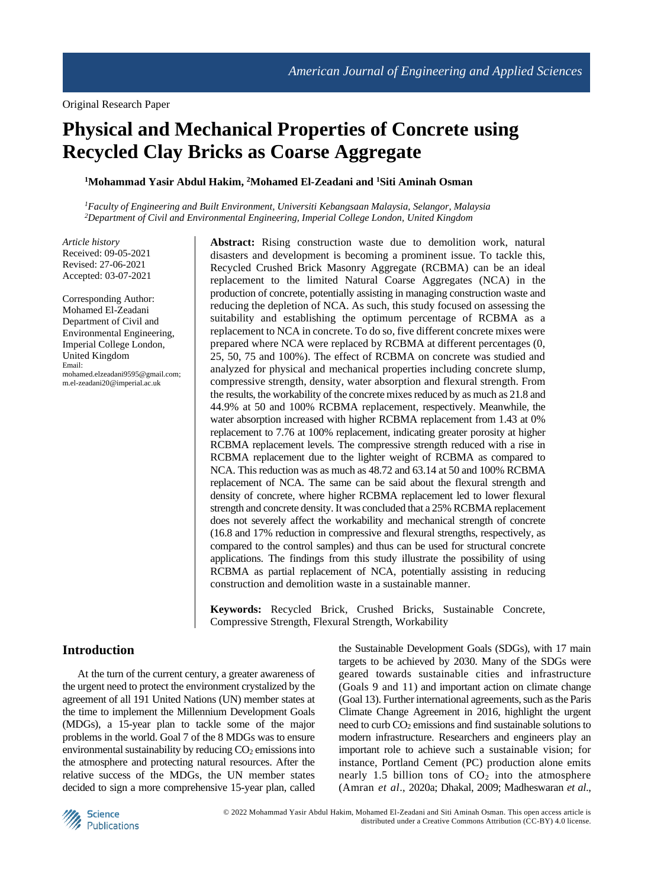Original Research Paper

# Physical and Mechanical Properties of Concrete using Recycled Clay Bricks as Coarse Aggregate

**[1]Mohammad Yasir Abdul Hakim, [2]Mohamed El-Zeadani and [1]Siti Aminah Osman**

*[1]Faculty of Engineering and Built Environment, Universiti Kebangsaan Malaysia, Selangor, Malaysia*
*[2]Department of Civil and Environmental Engineering, Imperial College London, United Kingdom*

*Article history*
Received: 09-05-2021
Revised: 27-06-2021
Accepted: 03-07-2021

Corresponding Author:
Mohamed El-Zeadani
Department of Civil and Environmental Engineering, Imperial College London, United Kingdom
Email: mohamed.elzeadani9595@gmail.com; m.el-zeadani20@imperial.ac.uk

**Abstract:** Rising construction waste due to demolition work, natural disasters and development is becoming a prominent issue. To tackle this, Recycled Crushed Brick Masonry Aggregate (RCBMA) can be an ideal replacement to the limited Natural Coarse Aggregates (NCA) in the production of concrete, potentially assisting in managing construction waste and reducing the depletion of NCA. As such, this study focused on assessing the suitability and establishing the optimum percentage of RCBMA as a replacement to NCA in concrete. To do so, five different concrete mixes were prepared where NCA were replaced by RCBMA at different percentages (0, 25, 50, 75 and 100%). The effect of RCBMA on concrete was studied and analyzed for physical and mechanical properties including concrete slump, compressive strength, density, water absorption and flexural strength. From the results, the workability of the concrete mixes reduced by as much as 21.8 and 44.9% at 50 and 100% RCBMA replacement, respectively. Meanwhile, the water absorption increased with higher RCBMA replacement from 1.43 at 0% replacement to 7.76 at 100% replacement, indicating greater porosity at higher RCBMA replacement levels. The compressive strength reduced with a rise in RCBMA replacement due to the lighter weight of RCBMA as compared to NCA. This reduction was as much as 48.72 and 63.14 at 50 and 100% RCBMA replacement of NCA. The same can be said about the flexural strength and density of concrete, where higher RCBMA replacement led to lower flexural strength and concrete density. It was concluded that a 25% RCBMA replacement does not severely affect the workability and mechanical strength of concrete (16.8 and 17% reduction in compressive and flexural strengths, respectively, as compared to the control samples) and thus can be used for structural concrete applications. The findings from this study illustrate the possibility of using RCBMA as partial replacement of NCA, potentially assisting in reducing construction and demolition waste in a sustainable manner.

**Keywords:** Recycled Brick, Crushed Bricks, Sustainable Concrete, Compressive Strength, Flexural Strength, Workability

## Introduction

At the turn of the current century, a greater awareness of the urgent need to protect the environment crystalized by the agreement of all 191 United Nations (UN) member states at the time to implement the Millennium Development Goals (MDGs), a 15-year plan to tackle some of the major problems in the world. Goal 7 of the 8 MDGs was to ensure environmental sustainability by reducing $CO_2$ emissions into the atmosphere and protecting natural resources. After the relative success of the MDGs, the UN member states decided to sign a more comprehensive 15-year plan, called the Sustainable Development Goals (SDGs), with 17 main targets to be achieved by 2030. Many of the SDGs were geared towards sustainable cities and infrastructure (Goals 9 and 11) and important action on climate change (Goal 13). Further international agreements, such as the Paris Climate Change Agreement in 2016, highlight the urgent need to curb $CO_2$ emissions and find sustainable solutions to modern infrastructure. Researchers and engineers play an important role to achieve such a sustainable vision; for instance, Portland Cement (PC) production alone emits nearly 1.5 billion tons of $CO_2$ into the atmosphere (Amran *et al*., 2020a; Dhakal, 2009; Madheswaran *et al*.,

© 2022 Mohammad Yasir Abdul Hakim, Mohamed El-Zeadani and Siti Aminah Osman. This open access article is distributed under a Creative Commons Attribution (CC-BY) 4.0 license.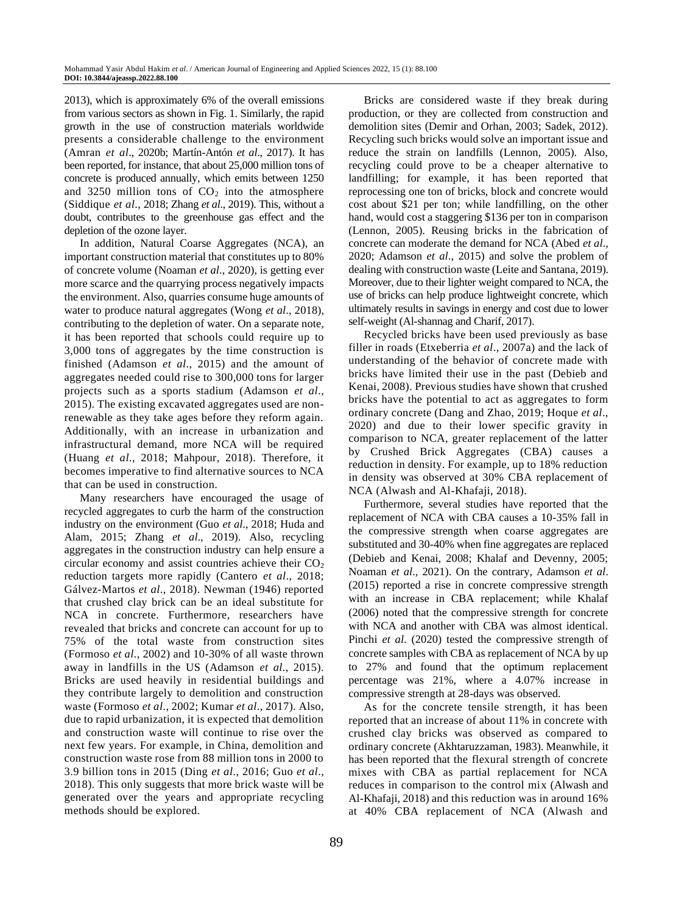2013), which is approximately 6% of the overall emissions from various sectors as shown in Fig. 1. Similarly, the rapid growth in the use of construction materials worldwide presents a considerable challenge to the environment (Amran *et al*., 2020b; Martín-Antón *et al*., 2017). It has been reported, for instance, that about 25,000 million tons of concrete is produced annually, which emits between 1250 and 3250 million tons of $CO_2$ into the atmosphere (Siddique *et al*., 2018; Zhang *et al*., 2019). This, without a doubt, contributes to the greenhouse gas effect and the depletion of the ozone layer.

In addition, Natural Coarse Aggregates (NCA), an important construction material that constitutes up to 80% of concrete volume (Noaman *et al*., 2020), is getting ever more scarce and the quarrying process negatively impacts the environment. Also, quarries consume huge amounts of water to produce natural aggregates (Wong *et al*., 2018), contributing to the depletion of water. On a separate note, it has been reported that schools could require up to 3,000 tons of aggregates by the time construction is finished (Adamson *et al*., 2015) and the amount of aggregates needed could rise to 300,000 tons for larger projects such as a sports stadium (Adamson *et al*., 2015). The existing excavated aggregates used are non-renewable as they take ages before they reform again. Additionally, with an increase in urbanization and infrastructural demand, more NCA will be required (Huang *et al*., 2018; Mahpour, 2018). Therefore, it becomes imperative to find alternative sources to NCA that can be used in construction.

Many researchers have encouraged the usage of recycled aggregates to curb the harm of the construction industry on the environment (Guo *et al*., 2018; Huda and Alam, 2015; Zhang *et al*., 2019). Also, recycling aggregates in the construction industry can help ensure a circular economy and assist countries achieve their $CO_2$ reduction targets more rapidly (Cantero *et al*., 2018; Gálvez-Martos *et al*., 2018). Newman (1946) reported that crushed clay brick can be an ideal substitute for NCA in concrete. Furthermore, researchers have revealed that bricks and concrete can account for up to 75% of the total waste from construction sites (Formoso *et al*., 2002) and 10-30% of all waste thrown away in landfills in the US (Adamson *et al*., 2015). Bricks are used heavily in residential buildings and they contribute largely to demolition and construction waste (Formoso *et al*., 2002; Kumar *et al*., 2017). Also, due to rapid urbanization, it is expected that demolition and construction waste will continue to rise over the next few years. For example, in China, demolition and construction waste rose from 88 million tons in 2000 to 3.9 billion tons in 2015 (Ding *et al*., 2016; Guo *et al*., 2018). This only suggests that more brick waste will be generated over the years and appropriate recycling methods should be explored.

Bricks are considered waste if they break during production, or they are collected from construction and demolition sites (Demir and Orhan, 2003; Sadek, 2012). Recycling such bricks would solve an important issue and reduce the strain on landfills (Lennon, 2005). Also, recycling could prove to be a cheaper alternative to landfilling; for example, it has been reported that reprocessing one ton of bricks, block and concrete would cost about \$21 per ton; while landfilling, on the other hand, would cost a staggering \$136 per ton in comparison (Lennon, 2005). Reusing bricks in the fabrication of concrete can moderate the demand for NCA (Abed *et al*., 2020; Adamson *et al*., 2015) and solve the problem of dealing with construction waste (Leite and Santana, 2019). Moreover, due to their lighter weight compared to NCA, the use of bricks can help produce lightweight concrete, which ultimately results in savings in energy and cost due to lower self-weight (Al-shannag and Charif, 2017).

Recycled bricks have been used previously as base filler in roads (Etxeberria *et al*., 2007a) and the lack of understanding of the behavior of concrete made with bricks have limited their use in the past (Debieb and Kenai, 2008). Previous studies have shown that crushed bricks have the potential to act as aggregates to form ordinary concrete (Dang and Zhao, 2019; Hoque *et al*., 2020) and due to their lower specific gravity in comparison to NCA, greater replacement of the latter by Crushed Brick Aggregates (CBA) causes a reduction in density. For example, up to 18% reduction in density was observed at 30% CBA replacement of NCA (Alwash and Al-Khafaji, 2018).

Furthermore, several studies have reported that the replacement of NCA with CBA causes a 10-35% fall in the compressive strength when coarse aggregates are substituted and 30-40% when fine aggregates are replaced (Debieb and Kenai, 2008; Khalaf and Devenny, 2005; Noaman *et al*., 2021). On the contrary, Adamson *et al*. (2015) reported a rise in concrete compressive strength with an increase in CBA replacement; while Khalaf (2006) noted that the compressive strength for concrete with NCA and another with CBA was almost identical. Pinchi *et al*. (2020) tested the compressive strength of concrete samples with CBA as replacement of NCA by up to 27% and found that the optimum replacement percentage was 21%, where a 4.07% increase in compressive strength at 28-days was observed.

As for the concrete tensile strength, it has been reported that an increase of about 11% in concrete with crushed clay bricks was observed as compared to ordinary concrete (Akhtaruzzaman, 1983). Meanwhile, it has been reported that the flexural strength of concrete mixes with CBA as partial replacement for NCA reduces in comparison to the control mix (Alwash and Al-Khafaji, 2018) and this reduction was in around 16% at 40% CBA replacement of NCA (Alwash and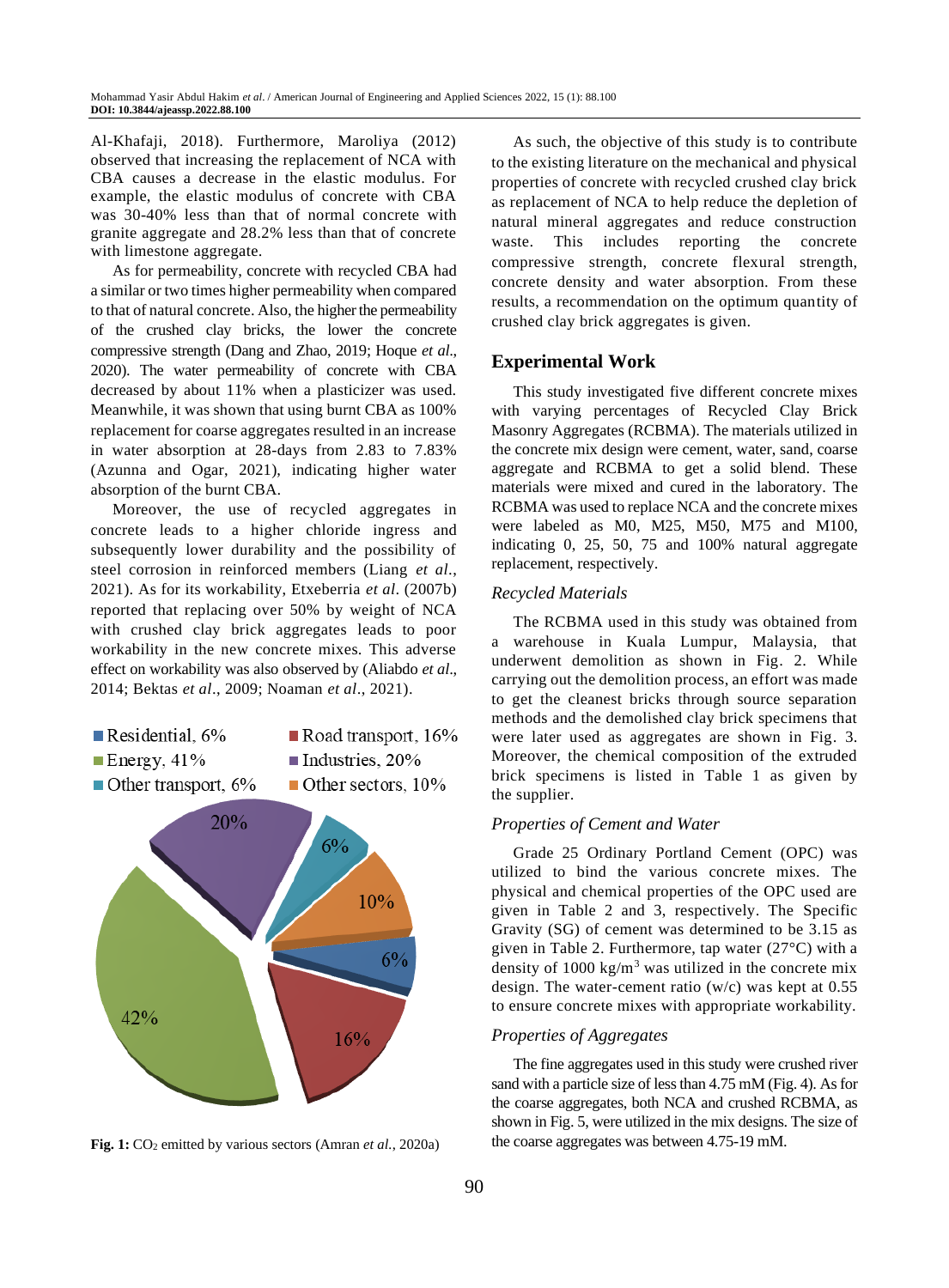Al-Khafaji, 2018). Furthermore, Maroliya (2012) observed that increasing the replacement of NCA with CBA causes a decrease in the elastic modulus. For example, the elastic modulus of concrete with CBA was 30-40% less than that of normal concrete with granite aggregate and 28.2% less than that of concrete with limestone aggregate.

As for permeability, concrete with recycled CBA had a similar or two times higher permeability when compared to that of natural concrete. Also, the higher the permeability of the crushed clay bricks, the lower the concrete compressive strength (Dang and Zhao, 2019; Hoque *et al*., 2020). The water permeability of concrete with CBA decreased by about 11% when a plasticizer was used. Meanwhile, it was shown that using burnt CBA as 100% replacement for coarse aggregates resulted in an increase in water absorption at 28-days from 2.83 to 7.83% (Azunna and Ogar, 2021), indicating higher water absorption of the burnt CBA.

Moreover, the use of recycled aggregates in concrete leads to a higher chloride ingress and subsequently lower durability and the possibility of steel corrosion in reinforced members (Liang *et al*., 2021). As for its workability, Etxeberria *et al*. (2007b) reported that replacing over 50% by weight of NCA with crushed clay brick aggregates leads to poor workability in the new concrete mixes. This adverse effect on workability was also observed by (Aliabdo *et al*., 2014; Bektas *et al*., 2009; Noaman *et al*., 2021).

**Fig. 1:** $CO_2$ emitted by various sectors (Amran *et al.*, 2020a)

As such, the objective of this study is to contribute to the existing literature on the mechanical and physical properties of concrete with recycled crushed clay brick as replacement of NCA to help reduce the depletion of natural mineral aggregates and reduce construction waste. This includes reporting the concrete compressive strength, concrete flexural strength, concrete density and water absorption. From these results, a recommendation on the optimum quantity of crushed clay brick aggregates is given.

## Experimental Work

This study investigated five different concrete mixes with varying percentages of Recycled Clay Brick Masonry Aggregates (RCBMA). The materials utilized in the concrete mix design were cement, water, sand, coarse aggregate and RCBMA to get a solid blend. These materials were mixed and cured in the laboratory. The RCBMA was used to replace NCA and the concrete mixes were labeled as M0, M25, M50, M75 and M100, indicating 0, 25, 50, 75 and 100% natural aggregate replacement, respectively.

### *Recycled Materials*

The RCBMA used in this study was obtained from a warehouse in Kuala Lumpur, Malaysia, that underwent demolition as shown in Fig. 2. While carrying out the demolition process, an effort was made to get the cleanest bricks through source separation methods and the demolished clay brick specimens that were later used as aggregates are shown in Fig. 3. Moreover, the chemical composition of the extruded brick specimens is listed in Table 1 as given by the supplier.

### *Properties of Cement and Water*

Grade 25 Ordinary Portland Cement (OPC) was utilized to bind the various concrete mixes. The physical and chemical properties of the OPC used are given in Table 2 and 3, respectively. The Specific Gravity (SG) of cement was determined to be 3.15 as given in Table 2. Furthermore, tap water (27°C) with a density of 1000 kg/m$^3$ was utilized in the concrete mix design. The water-cement ratio (w/c) was kept at 0.55 to ensure concrete mixes with appropriate workability.

### *Properties of Aggregates*

The fine aggregates used in this study were crushed river sand with a particle size of less than 4.75 mM (Fig. 4). As for the coarse aggregates, both NCA and crushed RCBMA, as shown in Fig. 5, were utilized in the mix designs. The size of the coarse aggregates was between 4.75-19 mM.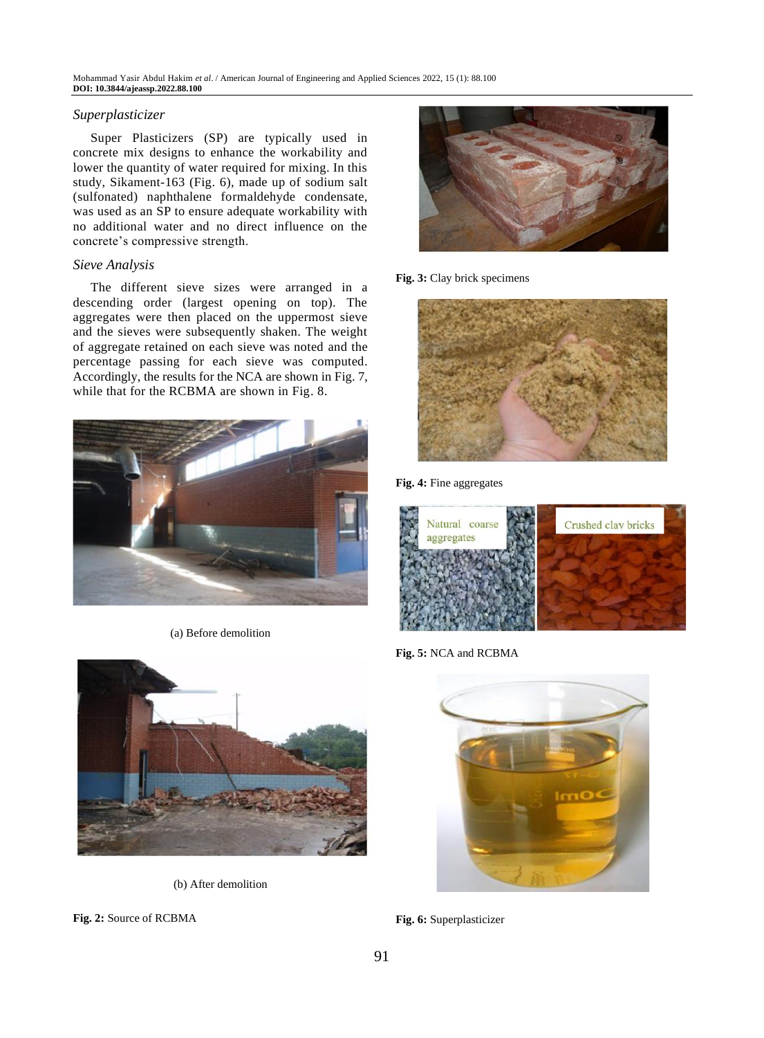### Superplasticizer

Super Plasticizers (SP) are typically used in concrete mix designs to enhance the workability and lower the quantity of water required for mixing. In this study, Sikament-163 (Fig. 6), made up of sodium salt (sulfonated) naphthalene formaldehyde condensate, was used as an SP to ensure adequate workability with no additional water and no direct influence on the concrete's compressive strength.

### Sieve Analysis

The different sieve sizes were arranged in a descending order (largest opening on top). The aggregates were then placed on the uppermost sieve and the sieves were subsequently shaken. The weight of aggregate retained on each sieve was noted and the percentage passing for each sieve was computed. Accordingly, the results for the NCA are shown in Fig. 7, while that for the RCBMA are shown in Fig. 8.

(a) Before demolition

(b) After demolition

**Fig. 2:** Source of RCBMA

**Fig. 3:** Clay brick specimens

**Fig. 4:** Fine aggregates

**Fig. 5:** NCA and RCBMA

**Fig. 6:** Superplasticizer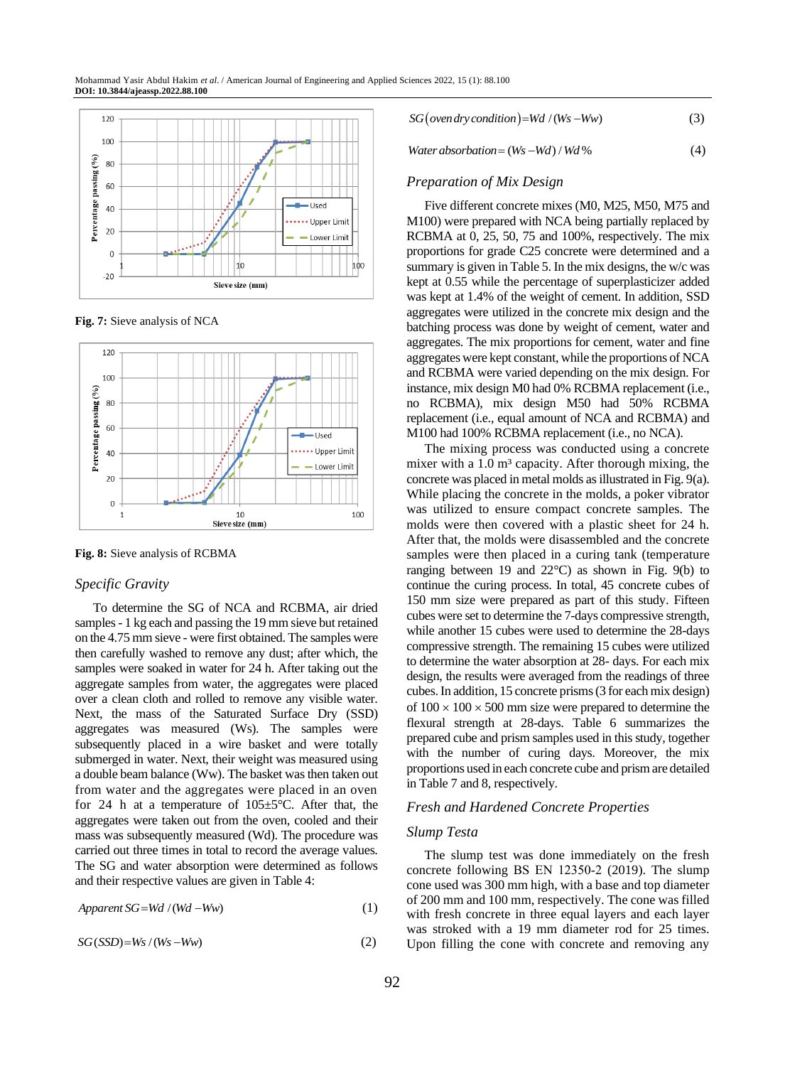Fig. 7: Sieve analysis of NCA

Fig. 8: Sieve analysis of RCBMA

### Specific Gravity

To determine the SG of NCA and RCBMA, air dried samples - 1 kg each and passing the 19 mm sieve but retained on the 4.75 mm sieve - were first obtained. The samples were then carefully washed to remove any dust; after which, the samples were soaked in water for 24 h. After taking out the aggregate samples from water, the aggregates were placed over a clean cloth and rolled to remove any visible water. Next, the mass of the Saturated Surface Dry (SSD) aggregates was measured (Ws). The samples were subsequently placed in a wire basket and were totally submerged in water. Next, their weight was measured using a double beam balance (Ww). The basket was then taken out from water and the aggregates were placed in an oven for 24 h at a temperature of 105±5°C. After that, the aggregates were taken out from the oven, cooled and their mass was subsequently measured (Wd). The procedure was carried out three times in total to record the average values. The SG and water absorption were determined as follows and their respective values are given in Table 4:

$$Apparent\ SG = Wd\ /\ (Wd - Ww) \tag{1}$$

$$SG\,(SSD) = Ws\ /\ (Ws - Ww) \tag{2}$$

$$SG\left(oven\ dry\ condition\right) = Wd\ /\ (Ws - Ww) \tag{3}$$

$$Water\ absorption = (Ws - Wd)\ /\ Wd\ \% \tag{4}$$

### Preparation of Mix Design

Five different concrete mixes (M0, M25, M50, M75 and M100) were prepared with NCA being partially replaced by RCBMA at 0, 25, 50, 75 and 100%, respectively. The mix proportions for grade C25 concrete were determined and a summary is given in Table 5. In the mix designs, the w/c was kept at 0.55 while the percentage of superplasticizer added was kept at 1.4% of the weight of cement. In addition, SSD aggregates were utilized in the concrete mix design and the batching process was done by weight of cement, water and aggregates. The mix proportions for cement, water and fine aggregates were kept constant, while the proportions of NCA and RCBMA were varied depending on the mix design. For instance, mix design M0 had 0% RCBMA replacement (i.e., no RCBMA), mix design M50 had 50% RCBMA replacement (i.e., equal amount of NCA and RCBMA) and M100 had 100% RCBMA replacement (i.e., no NCA).

The mixing process was conducted using a concrete mixer with a 1.0 m³ capacity. After thorough mixing, the concrete was placed in metal molds as illustrated in Fig. 9(a). While placing the concrete in the molds, a poker vibrator was utilized to ensure compact concrete samples. The molds were then covered with a plastic sheet for 24 h. After that, the molds were disassembled and the concrete samples were then placed in a curing tank (temperature ranging between 19 and 22°C) as shown in Fig. 9(b) to continue the curing process. In total, 45 concrete cubes of 150 mm size were prepared as part of this study. Fifteen cubes were set to determine the 7-days compressive strength, while another 15 cubes were used to determine the 28-days compressive strength. The remaining 15 cubes were utilized to determine the water absorption at 28- days. For each mix design, the results were averaged from the readings of three cubes. In addition, 15 concrete prisms (3 for each mix design) of 100 × 100 × 500 mm size were prepared to determine the flexural strength at 28-days. Table 6 summarizes the prepared cube and prism samples used in this study, together with the number of curing days. Moreover, the mix proportions used in each concrete cube and prism are detailed in Table 7 and 8, respectively.

### Fresh and Hardened Concrete Properties

### Slump Testa

The slump test was done immediately on the fresh concrete following BS EN 12350-2 (2019). The slump cone used was 300 mm high, with a base and top diameter of 200 mm and 100 mm, respectively. The cone was filled with fresh concrete in three equal layers and each layer was stroked with a 19 mm diameter rod for 25 times. Upon filling the cone with concrete and removing any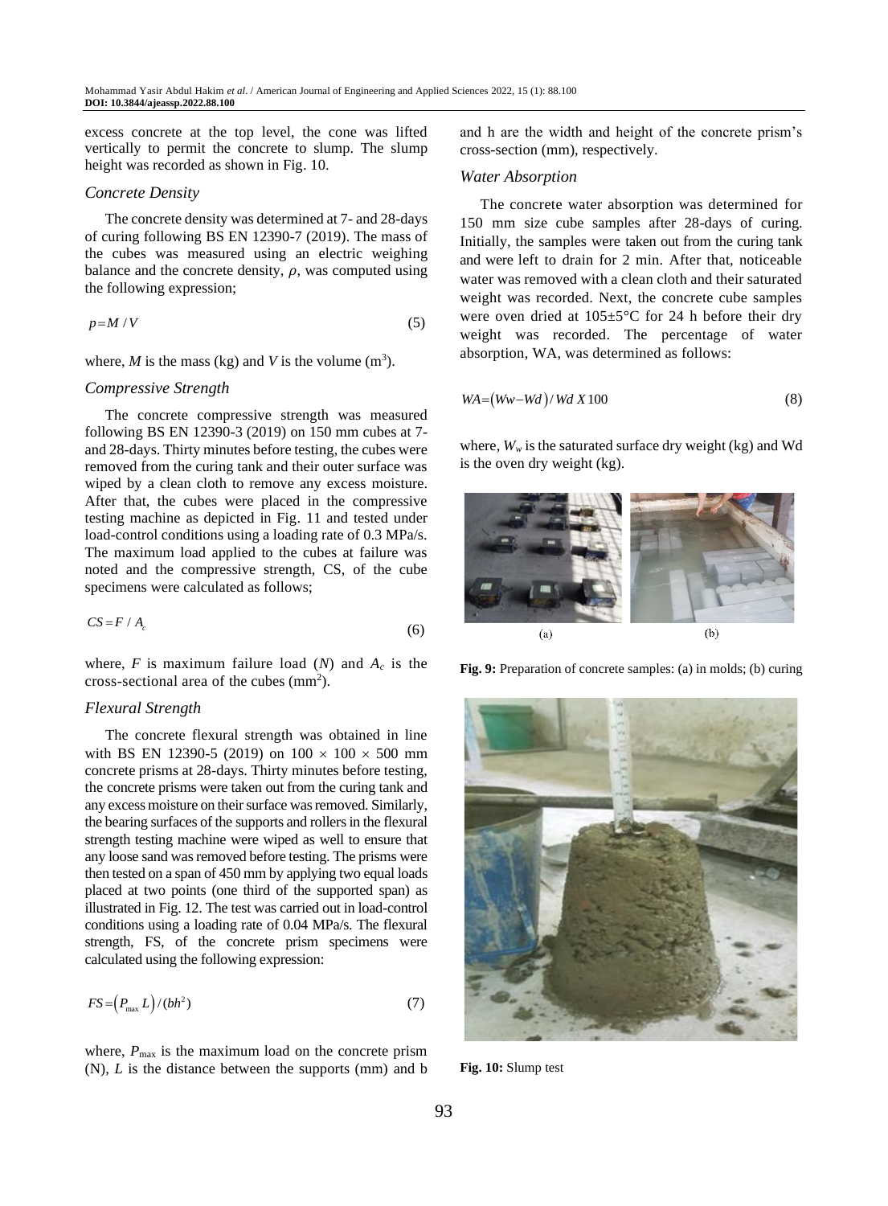excess concrete at the top level, the cone was lifted vertically to permit the concrete to slump. The slump height was recorded as shown in Fig. 10.

### *Concrete Density*

The concrete density was determined at 7- and 28-days of curing following BS EN 12390-7 (2019). The mass of the cubes was measured using an electric weighing balance and the concrete density, $\rho$, was computed using the following expression;

$$p = M / V \tag{5}$$

where, $M$ is the mass (kg) and $V$ is the volume ($m^3$).

### *Compressive Strength*

The concrete compressive strength was measured following BS EN 12390-3 (2019) on 150 mm cubes at 7- and 28-days. Thirty minutes before testing, the cubes were removed from the curing tank and their outer surface was wiped by a clean cloth to remove any excess moisture. After that, the cubes were placed in the compressive testing machine as depicted in Fig. 11 and tested under load-control conditions using a loading rate of 0.3 MPa/s. The maximum load applied to the cubes at failure was noted and the compressive strength, CS, of the cube specimens were calculated as follows;

$$CS = F / A_c \tag{6}$$

where, $F$ is maximum failure load ($N$) and $A_c$ is the cross-sectional area of the cubes ($mm^2$).

### *Flexural Strength*

The concrete flexural strength was obtained in line with BS EN 12390-5 (2019) on $100 \times 100 \times 500$ mm concrete prisms at 28-days. Thirty minutes before testing, the concrete prisms were taken out from the curing tank and any excess moisture on their surface was removed. Similarly, the bearing surfaces of the supports and rollers in the flexural strength testing machine were wiped as well to ensure that any loose sand was removed before testing. The prisms were then tested on a span of 450 mm by applying two equal loads placed at two points (one third of the supported span) as illustrated in Fig. 12. The test was carried out in load-control conditions using a loading rate of 0.04 MPa/s. The flexural strength, FS, of the concrete prism specimens were calculated using the following expression:

$$FS = \left(P_{\max} L\right) / (bh^2) \tag{7}$$

where, $P_{\max}$ is the maximum load on the concrete prism (N), $L$ is the distance between the supports (mm) and b and h are the width and height of the concrete prism's cross-section (mm), respectively.

### *Water Absorption*

The concrete water absorption was determined for 150 mm size cube samples after 28-days of curing. Initially, the samples were taken out from the curing tank and were left to drain for 2 min. After that, noticeable water was removed with a clean cloth and their saturated weight was recorded. Next, the concrete cube samples were oven dried at 105±5°C for 24 h before their dry weight was recorded. The percentage of water absorption, WA, was determined as follows:

$$WA = \left(Ww - Wd\right) / Wd \, X \, 100 \tag{8}$$

where, $W_w$ is the saturated surface dry weight (kg) and Wd is the oven dry weight (kg).

(a) (b)

**Fig. 9:** Preparation of concrete samples: (a) in molds; (b) curing

**Fig. 10:** Slump test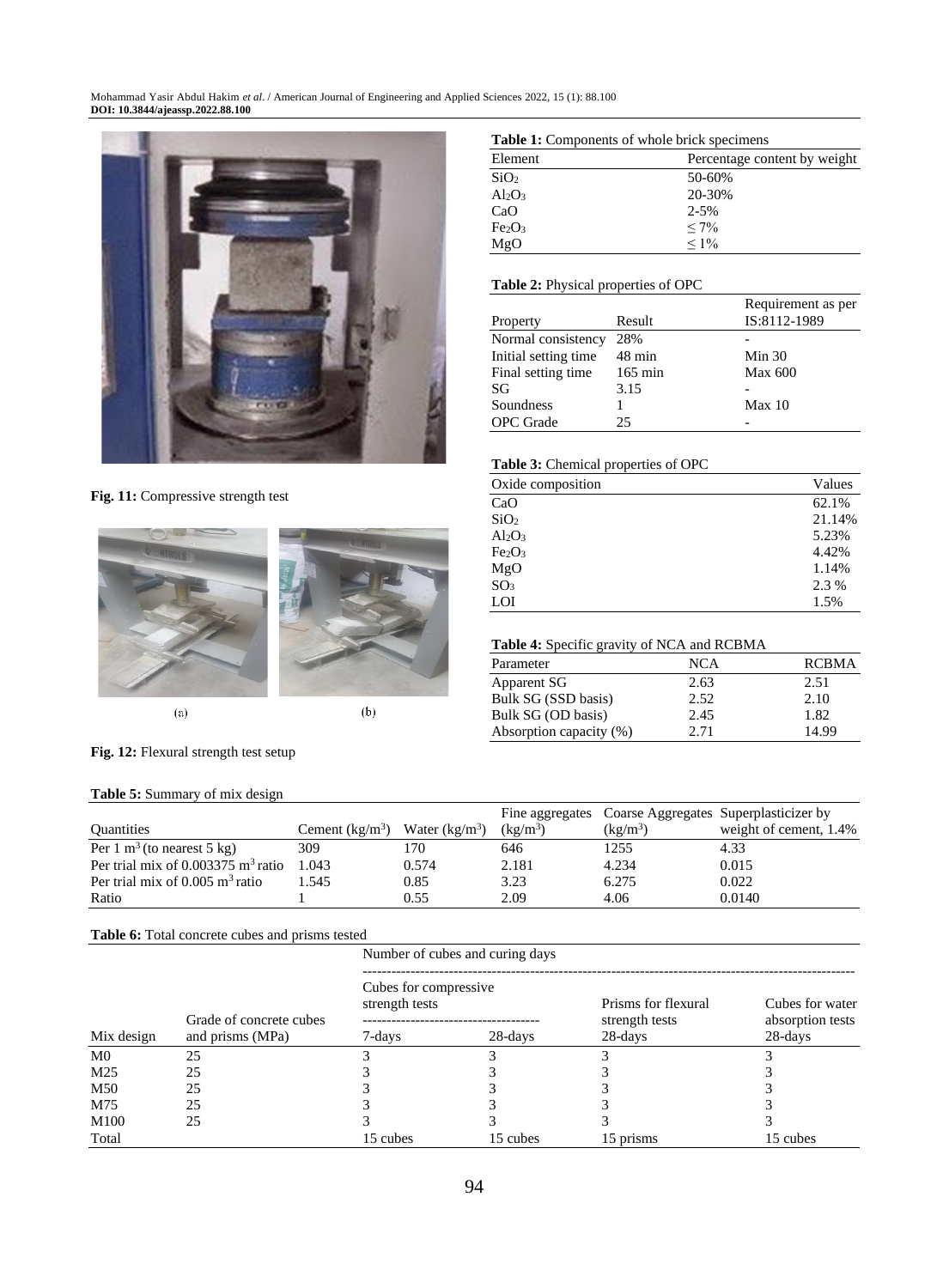Fig. 11: Compressive strength test

(a) (b)

Fig. 12: Flexural strength test setup

**Table 1:** Components of whole brick specimens

| Element | Percentage content by weight |
|---|---|
| $SiO_2$ | 50-60% |
| $Al_2O_3$ | 20-30% |
| CaO | 2-5% |
| $Fe_2O_3$ | ≤ 7% |
| MgO | ≤ 1% |

**Table 2:** Physical properties of OPC

| Property | Result | Requirement as per IS:8112-1989 |
|---|---|---|
| Normal consistency | 28% | - |
| Initial setting time | 48 min | Min 30 |
| Final setting time | 165 min | Max 600 |
| SG | 3.15 | - |
| Soundness | 1 | Max 10 |
| OPC Grade | 25 | - |

**Table 3:** Chemical properties of OPC

| Oxide composition | Values |
|---|---|
| CaO | 62.1% |
| $SiO_2$ | 21.14% |
| $Al_2O_3$ | 5.23% |
| $Fe_2O_3$ | 4.42% |
| MgO | 1.14% |
| $SO_3$ | 2.3 % |
| LOI | 1.5% |

**Table 4:** Specific gravity of NCA and RCBMA

| Parameter | NCA | RCBMA |
|---|---|---|
| Apparent SG | 2.63 | 2.51 |
| Bulk SG (SSD basis) | 2.52 | 2.10 |
| Bulk SG (OD basis) | 2.45 | 1.82 |
| Absorption capacity (%) | 2.71 | 14.99 |

**Table 5:** Summary of mix design

| Quantities | Cement (kg/m$^3$) | Water (kg/m$^3$) | Fine aggregates (kg/m$^3$) | Coarse Aggregates (kg/m$^3$) | Superplasticizer by weight of cement, 1.4% |
|---|---|---|---|---|---|
| Per 1 m$^3$ (to nearest 5 kg) | 309 | 170 | 646 | 1255 | 4.33 |
| Per trial mix of 0.003375 m$^3$ ratio | 1.043 | 0.574 | 2.181 | 4.234 | 0.015 |
| Per trial mix of 0.005 m$^3$ ratio | 1.545 | 0.85 | 3.23 | 6.275 | 0.022 |
| Ratio | 1 | 0.55 | 2.09 | 4.06 | 0.0140 |

**Table 6:** Total concrete cubes and prisms tested

| | | Number of cubes and curing days | | | |
|---|---|---|---|---|---|
| | | Cubes for compressive strength tests | | Prisms for flexural strength tests | Cubes for water absorption tests |
| Mix design | Grade of concrete cubes and prisms (MPa) | 7-days | 28-days | 28-days | 28-days |
| M0 | 25 | 3 | 3 | 3 | 3 |
| M25 | 25 | 3 | 3 | 3 | 3 |
| M50 | 25 | 3 | 3 | 3 | 3 |
| M75 | 25 | 3 | 3 | 3 | 3 |
| M100 | 25 | 3 | 3 | 3 | 3 |
| Total | | 15 cubes | 15 cubes | 15 prisms | 15 cubes |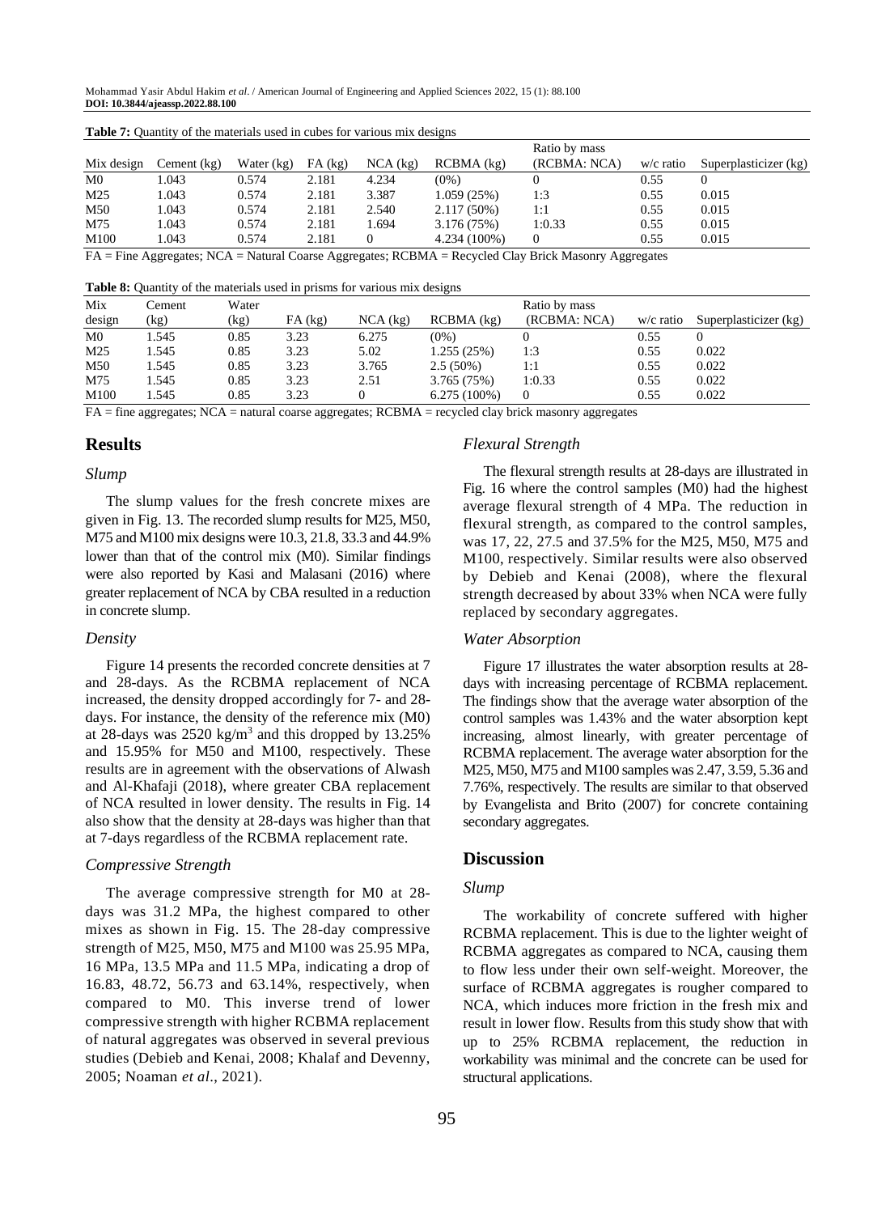**Table 7:** Quantity of the materials used in cubes for various mix designs

| Mix design | Cement (kg) | Water (kg) | FA (kg) | NCA (kg) | RCBMA (kg) | Ratio by mass (RCBMA: NCA) | w/c ratio | Superplasticizer (kg) |
|---|---|---|---|---|---|---|---|---|
| M0 | 1.043 | 0.574 | 2.181 | 4.234 | (0%) | 0 | 0.55 | 0 |
| M25 | 1.043 | 0.574 | 2.181 | 3.387 | 1.059 (25%) | 1:3 | 0.55 | 0.015 |
| M50 | 1.043 | 0.574 | 2.181 | 2.540 | 2.117 (50%) | 1:1 | 0.55 | 0.015 |
| M75 | 1.043 | 0.574 | 2.181 | 1.694 | 3.176 (75%) | 1:0.33 | 0.55 | 0.015 |
| M100 | 1.043 | 0.574 | 2.181 | 0 | 4.234 (100%) | 0 | 0.55 | 0.015 |

FA = Fine Aggregates; NCA = Natural Coarse Aggregates; RCBMA = Recycled Clay Brick Masonry Aggregates

**Table 8:** Quantity of the materials used in prisms for various mix designs

| Mix design | Cement (kg) | Water (kg) | FA (kg) | NCA (kg) | RCBMA (kg) | Ratio by mass (RCBMA: NCA) | w/c ratio | Superplasticizer (kg) |
|---|---|---|---|---|---|---|---|---|
| M0 | 1.545 | 0.85 | 3.23 | 6.275 | (0%) | 0 | 0.55 | 0 |
| M25 | 1.545 | 0.85 | 3.23 | 5.02 | 1.255 (25%) | 1:3 | 0.55 | 0.022 |
| M50 | 1.545 | 0.85 | 3.23 | 3.765 | 2.5 (50%) | 1:1 | 0.55 | 0.022 |
| M75 | 1.545 | 0.85 | 3.23 | 2.51 | 3.765 (75%) | 1:0.33 | 0.55 | 0.022 |
| M100 | 1.545 | 0.85 | 3.23 | 0 | 6.275 (100%) | 0 | 0.55 | 0.022 |

FA = fine aggregates; NCA = natural coarse aggregates; RCBMA = recycled clay brick masonry aggregates

## Results

### *Slump*

The slump values for the fresh concrete mixes are given in Fig. 13. The recorded slump results for M25, M50, M75 and M100 mix designs were 10.3, 21.8, 33.3 and 44.9% lower than that of the control mix (M0). Similar findings were also reported by Kasi and Malasani (2016) where greater replacement of NCA by CBA resulted in a reduction in concrete slump.

### *Density*

Figure 14 presents the recorded concrete densities at 7 and 28-days. As the RCBMA replacement of NCA increased, the density dropped accordingly for 7- and 28-days. For instance, the density of the reference mix (M0) at 28-days was 2520 kg/m$^3$ and this dropped by 13.25% and 15.95% for M50 and M100, respectively. These results are in agreement with the observations of Alwash and Al-Khafaji (2018), where greater CBA replacement of NCA resulted in lower density. The results in Fig. 14 also show that the density at 28-days was higher than that at 7-days regardless of the RCBMA replacement rate.

### *Compressive Strength*

The average compressive strength for M0 at 28-days was 31.2 MPa, the highest compared to other mixes as shown in Fig. 15. The 28-day compressive strength of M25, M50, M75 and M100 was 25.95 MPa, 16 MPa, 13.5 MPa and 11.5 MPa, indicating a drop of 16.83, 48.72, 56.73 and 63.14%, respectively, when compared to M0. This inverse trend of lower compressive strength with higher RCBMA replacement of natural aggregates was observed in several previous studies (Debieb and Kenai, 2008; Khalaf and Devenny, 2005; Noaman *et al*., 2021).

### *Flexural Strength*

The flexural strength results at 28-days are illustrated in Fig. 16 where the control samples (M0) had the highest average flexural strength of 4 MPa. The reduction in flexural strength, as compared to the control samples, was 17, 22, 27.5 and 37.5% for the M25, M50, M75 and M100, respectively. Similar results were also observed by Debieb and Kenai (2008), where the flexural strength decreased by about 33% when NCA were fully replaced by secondary aggregates.

### *Water Absorption*

Figure 17 illustrates the water absorption results at 28-days with increasing percentage of RCBMA replacement. The findings show that the average water absorption of the control samples was 1.43% and the water absorption kept increasing, almost linearly, with greater percentage of RCBMA replacement. The average water absorption for the M25, M50, M75 and M100 samples was 2.47, 3.59, 5.36 and 7.76%, respectively. The results are similar to that observed by Evangelista and Brito (2007) for concrete containing secondary aggregates.

## Discussion

### *Slump*

The workability of concrete suffered with higher RCBMA replacement. This is due to the lighter weight of RCBMA aggregates as compared to NCA, causing them to flow less under their own self-weight. Moreover, the surface of RCBMA aggregates is rougher compared to NCA, which induces more friction in the fresh mix and result in lower flow. Results from this study show that with up to 25% RCBMA replacement, the reduction in workability was minimal and the concrete can be used for structural applications.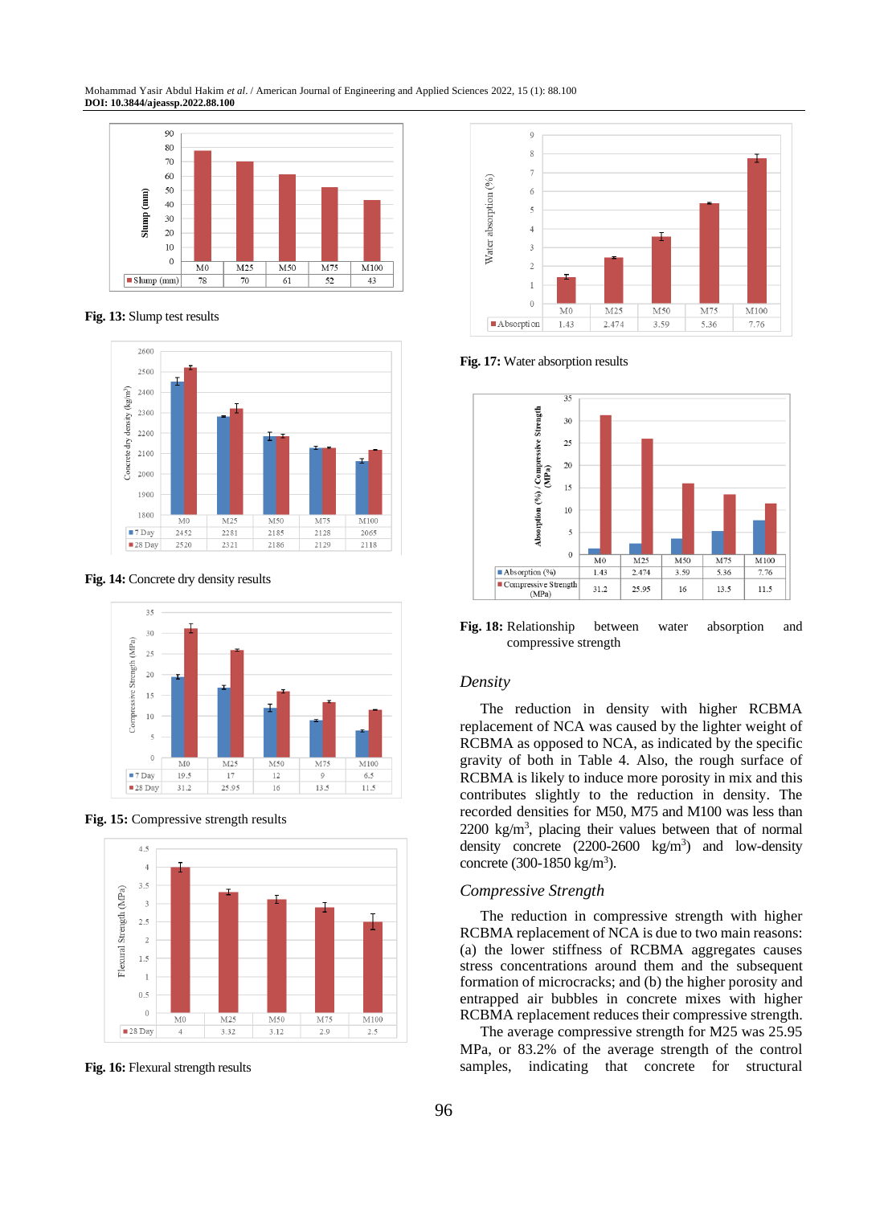Fig. 13: Slump test results

Fig. 14: Concrete dry density results

Fig. 15: Compressive strength results

Fig. 16: Flexural strength results

Fig. 17: Water absorption results

Fig. 18: Relationship between water absorption and compressive strength

### *Density*

The reduction in density with higher RCBMA replacement of NCA was caused by the lighter weight of RCBMA as opposed to NCA, as indicated by the specific gravity of both in Table 4. Also, the rough surface of RCBMA is likely to induce more porosity in mix and this contributes slightly to the reduction in density. The recorded densities for M50, M75 and M100 was less than 2200 kg/m$^3$, placing their values between that of normal density concrete (2200-2600 kg/m$^3$) and low-density concrete (300-1850 kg/m$^3$).

### *Compressive Strength*

The reduction in compressive strength with higher RCBMA replacement of NCA is due to two main reasons: (a) the lower stiffness of RCBMA aggregates causes stress concentrations around them and the subsequent formation of microcracks; and (b) the higher porosity and entrapped air bubbles in concrete mixes with higher RCBMA replacement reduces their compressive strength.

The average compressive strength for M25 was 25.95 MPa, or 83.2% of the average strength of the control samples, indicating that concrete for structural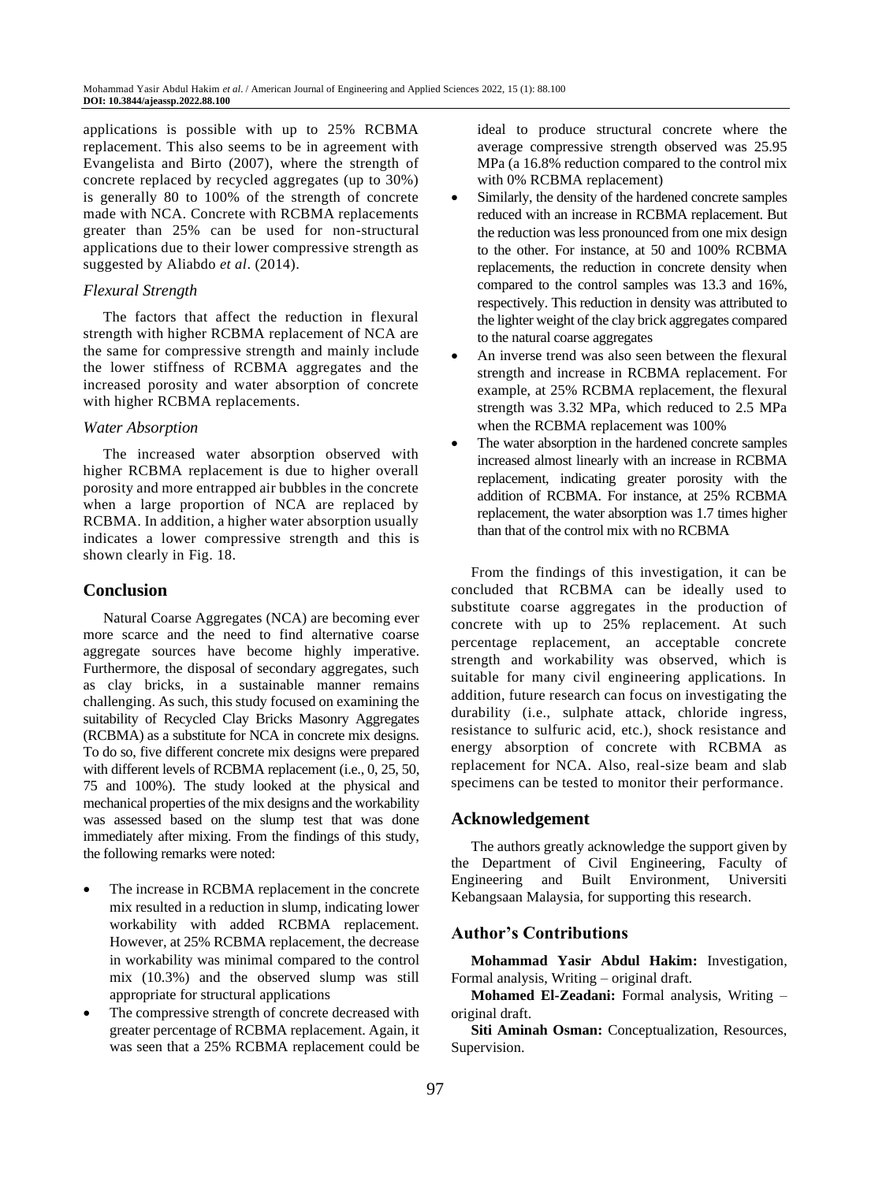applications is possible with up to 25% RCBMA replacement. This also seems to be in agreement with Evangelista and Birto (2007), where the strength of concrete replaced by recycled aggregates (up to 30%) is generally 80 to 100% of the strength of concrete made with NCA. Concrete with RCBMA replacements greater than 25% can be used for non-structural applications due to their lower compressive strength as suggested by Aliabdo *et al*. (2014).

### *Flexural Strength*

The factors that affect the reduction in flexural strength with higher RCBMA replacement of NCA are the same for compressive strength and mainly include the lower stiffness of RCBMA aggregates and the increased porosity and water absorption of concrete with higher RCBMA replacements.

### *Water Absorption*

The increased water absorption observed with higher RCBMA replacement is due to higher overall porosity and more entrapped air bubbles in the concrete when a large proportion of NCA are replaced by RCBMA. In addition, a higher water absorption usually indicates a lower compressive strength and this is shown clearly in Fig. 18.

## Conclusion

Natural Coarse Aggregates (NCA) are becoming ever more scarce and the need to find alternative coarse aggregate sources have become highly imperative. Furthermore, the disposal of secondary aggregates, such as clay bricks, in a sustainable manner remains challenging. As such, this study focused on examining the suitability of Recycled Clay Bricks Masonry Aggregates (RCBMA) as a substitute for NCA in concrete mix designs. To do so, five different concrete mix designs were prepared with different levels of RCBMA replacement (i.e., 0, 25, 50, 75 and 100%). The study looked at the physical and mechanical properties of the mix designs and the workability was assessed based on the slump test that was done immediately after mixing. From the findings of this study, the following remarks were noted:

- The increase in RCBMA replacement in the concrete mix resulted in a reduction in slump, indicating lower workability with added RCBMA replacement. However, at 25% RCBMA replacement, the decrease in workability was minimal compared to the control mix (10.3%) and the observed slump was still appropriate for structural applications
- The compressive strength of concrete decreased with greater percentage of RCBMA replacement. Again, it was seen that a 25% RCBMA replacement could be ideal to produce structural concrete where the average compressive strength observed was 25.95 MPa (a 16.8% reduction compared to the control mix with 0% RCBMA replacement)
- Similarly, the density of the hardened concrete samples reduced with an increase in RCBMA replacement. But the reduction was less pronounced from one mix design to the other. For instance, at 50 and 100% RCBMA replacements, the reduction in concrete density when compared to the control samples was 13.3 and 16%, respectively. This reduction in density was attributed to the lighter weight of the clay brick aggregates compared to the natural coarse aggregates
- An inverse trend was also seen between the flexural strength and increase in RCBMA replacement. For example, at 25% RCBMA replacement, the flexural strength was 3.32 MPa, which reduced to 2.5 MPa when the RCBMA replacement was 100%
- The water absorption in the hardened concrete samples increased almost linearly with an increase in RCBMA replacement, indicating greater porosity with the addition of RCBMA. For instance, at 25% RCBMA replacement, the water absorption was 1.7 times higher than that of the control mix with no RCBMA

From the findings of this investigation, it can be concluded that RCBMA can be ideally used to substitute coarse aggregates in the production of concrete with up to 25% replacement. At such percentage replacement, an acceptable concrete strength and workability was observed, which is suitable for many civil engineering applications. In addition, future research can focus on investigating the durability (i.e., sulphate attack, chloride ingress, resistance to sulfuric acid, etc.), shock resistance and energy absorption of concrete with RCBMA as replacement for NCA. Also, real-size beam and slab specimens can be tested to monitor their performance.

## Acknowledgement

The authors greatly acknowledge the support given by the Department of Civil Engineering, Faculty of Engineering and Built Environment, Universiti Kebangsaan Malaysia, for supporting this research.

## Author's Contributions

**Mohammad Yasir Abdul Hakim:** Investigation, Formal analysis, Writing – original draft.

**Mohamed El-Zeadani:** Formal analysis, Writing – original draft.

**Siti Aminah Osman:** Conceptualization, Resources, Supervision.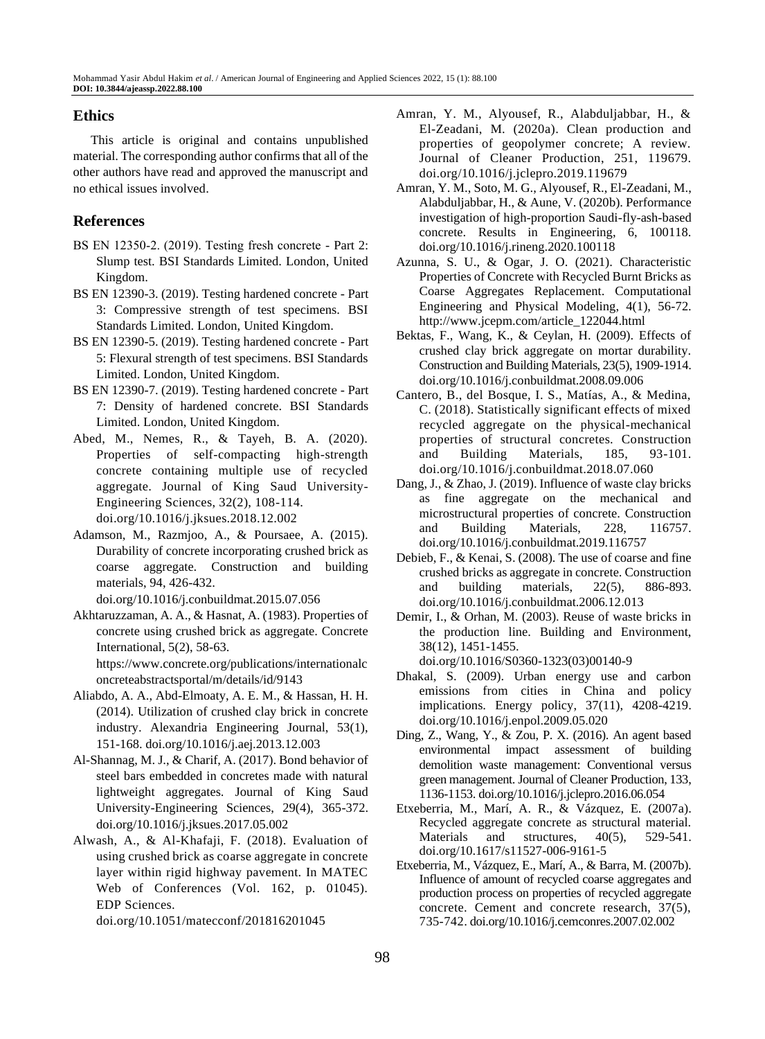## Ethics

This article is original and contains unpublished material. The corresponding author confirms that all of the other authors have read and approved the manuscript and no ethical issues involved.

## References

BS EN 12350-2. (2019). Testing fresh concrete - Part 2: Slump test. BSI Standards Limited. London, United Kingdom.

BS EN 12390-3. (2019). Testing hardened concrete - Part 3: Compressive strength of test specimens. BSI Standards Limited. London, United Kingdom.

BS EN 12390-5. (2019). Testing hardened concrete - Part 5: Flexural strength of test specimens. BSI Standards Limited. London, United Kingdom.

BS EN 12390-7. (2019). Testing hardened concrete - Part 7: Density of hardened concrete. BSI Standards Limited. London, United Kingdom.

Abed, M., Nemes, R., & Tayeh, B. A. (2020). Properties of self-compacting high-strength concrete containing multiple use of recycled aggregate. Journal of King Saud University-Engineering Sciences, 32(2), 108-114. doi.org/10.1016/j.jksues.2018.12.002

Adamson, M., Razmjoo, A., & Poursaee, A. (2015). Durability of concrete incorporating crushed brick as coarse aggregate. Construction and building materials, 94, 426-432. doi.org/10.1016/j.conbuildmat.2015.07.056

Akhtaruzzaman, A. A., & Hasnat, A. (1983). Properties of concrete using crushed brick as aggregate. Concrete International, 5(2), 58-63. https://www.concrete.org/publications/internationalconcreteabstractsportal/m/details/id/9143

Aliabdo, A. A., Abd-Elmoaty, A. E. M., & Hassan, H. H. (2014). Utilization of crushed clay brick in concrete industry. Alexandria Engineering Journal, 53(1), 151-168. doi.org/10.1016/j.aej.2013.12.003

Al-Shannag, M. J., & Charif, A. (2017). Bond behavior of steel bars embedded in concretes made with natural lightweight aggregates. Journal of King Saud University-Engineering Sciences, 29(4), 365-372. doi.org/10.1016/j.jksues.2017.05.002

Alwash, A., & Al-Khafaji, F. (2018). Evaluation of using crushed brick as coarse aggregate in concrete layer within rigid highway pavement. In MATEC Web of Conferences (Vol. 162, p. 01045). EDP Sciences. doi.org/10.1051/matecconf/201816201045

Amran, Y. M., Alyousef, R., Alabduljabbar, H., & El-Zeadani, M. (2020a). Clean production and properties of geopolymer concrete; A review. Journal of Cleaner Production, 251, 119679. doi.org/10.1016/j.jclepro.2019.119679

Amran, Y. M., Soto, M. G., Alyousef, R., El-Zeadani, M., Alabduljabbar, H., & Aune, V. (2020b). Performance investigation of high-proportion Saudi-fly-ash-based concrete. Results in Engineering, 6, 100118. doi.org/10.1016/j.rineng.2020.100118

Azunna, S. U., & Ogar, J. O. (2021). Characteristic Properties of Concrete with Recycled Burnt Bricks as Coarse Aggregates Replacement. Computational Engineering and Physical Modeling, 4(1), 56-72. http://www.jcepm.com/article_122044.html

Bektas, F., Wang, K., & Ceylan, H. (2009). Effects of crushed clay brick aggregate on mortar durability. Construction and Building Materials, 23(5), 1909-1914. doi.org/10.1016/j.conbuildmat.2008.09.006

Cantero, B., del Bosque, I. S., Matías, A., & Medina, C. (2018). Statistically significant effects of mixed recycled aggregate on the physical-mechanical properties of structural concretes. Construction and Building Materials, 185, 93-101. doi.org/10.1016/j.conbuildmat.2018.07.060

Dang, J., & Zhao, J. (2019). Influence of waste clay bricks as fine aggregate on the mechanical and microstructural properties of concrete. Construction and Building Materials, 228, 116757. doi.org/10.1016/j.conbuildmat.2019.116757

Debieb, F., & Kenai, S. (2008). The use of coarse and fine crushed bricks as aggregate in concrete. Construction and building materials, 22(5), 886-893. doi.org/10.1016/j.conbuildmat.2006.12.013

Demir, I., & Orhan, M. (2003). Reuse of waste bricks in the production line. Building and Environment, 38(12), 1451-1455. doi.org/10.1016/S0360-1323(03)00140-9

Dhakal, S. (2009). Urban energy use and carbon emissions from cities in China and policy implications. Energy policy, 37(11), 4208-4219. doi.org/10.1016/j.enpol.2009.05.020

Ding, Z., Wang, Y., & Zou, P. X. (2016). An agent based environmental impact assessment of building demolition waste management: Conventional versus green management. Journal of Cleaner Production, 133, 1136-1153. doi.org/10.1016/j.jclepro.2016.06.054

Etxeberria, M., Marí, A. R., & Vázquez, E. (2007a). Recycled aggregate concrete as structural material. Materials and structures, 40(5), 529-541. doi.org/10.1617/s11527-006-9161-5

Etxeberria, M., Vázquez, E., Marí, A., & Barra, M. (2007b). Influence of amount of recycled coarse aggregates and production process on properties of recycled aggregate concrete. Cement and concrete research, 37(5), 735-742. doi.org/10.1016/j.cemconres.2007.02.002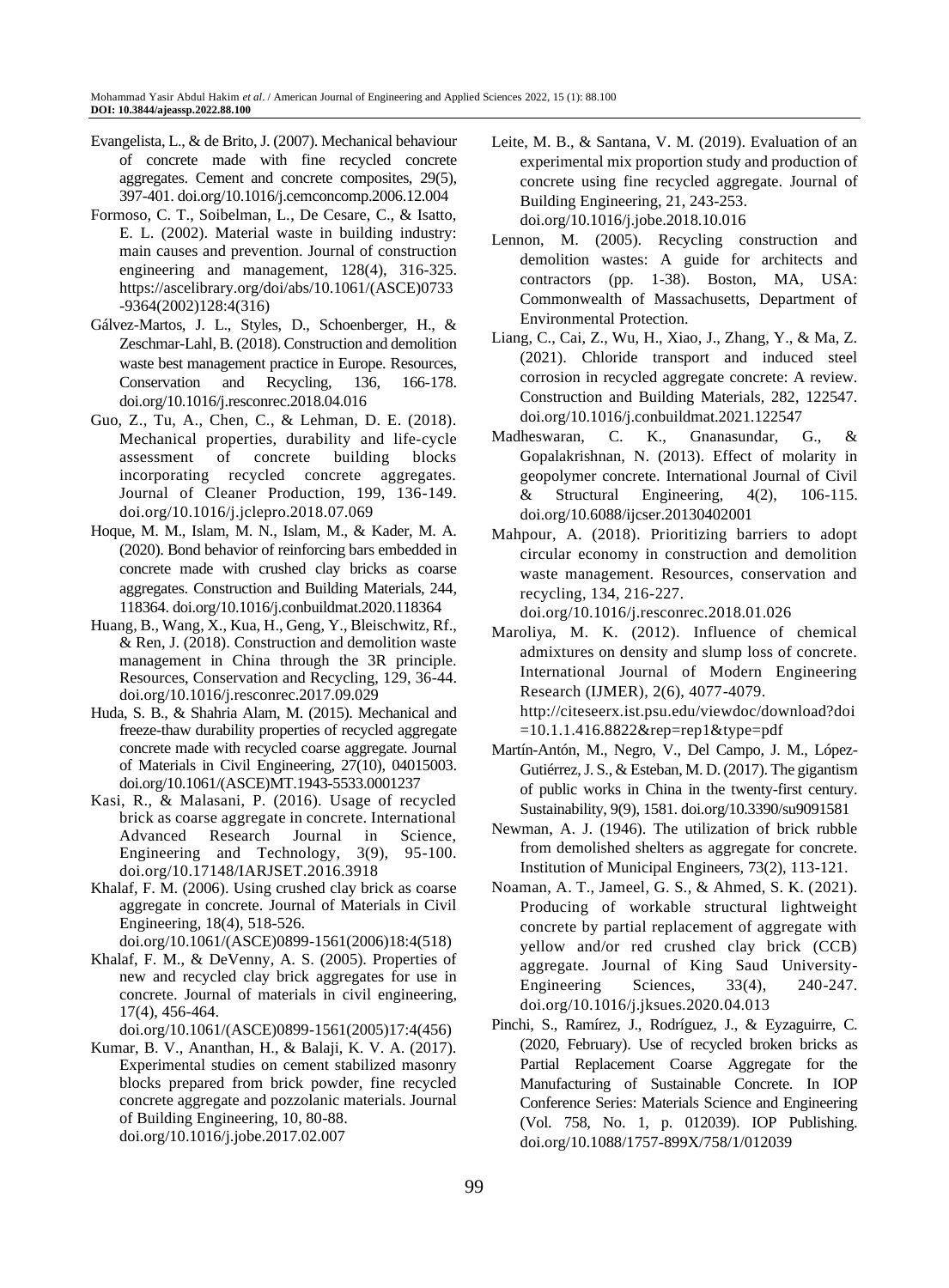Evangelista, L., & de Brito, J. (2007). Mechanical behaviour of concrete made with fine recycled concrete aggregates. Cement and concrete composites, 29(5), 397-401. doi.org/10.1016/j.cemconcomp.2006.12.004

Formoso, C. T., Soibelman, L., De Cesare, C., & Isatto, E. L. (2002). Material waste in building industry: main causes and prevention. Journal of construction engineering and management, 128(4), 316-325. https://ascelibrary.org/doi/abs/10.1061/(ASCE)0733-9364(2002)128:4(316)

Gálvez-Martos, J. L., Styles, D., Schoenberger, H., & Zeschmar-Lahl, B. (2018). Construction and demolition waste best management practice in Europe. Resources, Conservation and Recycling, 136, 166-178. doi.org/10.1016/j.resconrec.2018.04.016

Guo, Z., Tu, A., Chen, C., & Lehman, D. E. (2018). Mechanical properties, durability and life-cycle assessment of concrete building blocks incorporating recycled concrete aggregates. Journal of Cleaner Production, 199, 136-149. doi.org/10.1016/j.jclepro.2018.07.069

Hoque, M. M., Islam, M. N., Islam, M., & Kader, M. A. (2020). Bond behavior of reinforcing bars embedded in concrete made with crushed clay bricks as coarse aggregates. Construction and Building Materials, 244, 118364. doi.org/10.1016/j.conbuildmat.2020.118364

Huang, B., Wang, X., Kua, H., Geng, Y., Bleischwitz, Rf., & Ren, J. (2018). Construction and demolition waste management in China through the 3R principle. Resources, Conservation and Recycling, 129, 36-44. doi.org/10.1016/j.resconrec.2017.09.029

Huda, S. B., & Shahria Alam, M. (2015). Mechanical and freeze-thaw durability properties of recycled aggregate concrete made with recycled coarse aggregate. Journal of Materials in Civil Engineering, 27(10), 04015003. doi.org/10.1061/(ASCE)MT.1943-5533.0001237

Kasi, R., & Malasani, P. (2016). Usage of recycled brick as coarse aggregate in concrete. International Advanced Research Journal in Science, Engineering and Technology, 3(9), 95-100. doi.org/10.17148/IARJSET.2016.3918

Khalaf, F. M. (2006). Using crushed clay brick as coarse aggregate in concrete. Journal of Materials in Civil Engineering, 18(4), 518-526. doi.org/10.1061/(ASCE)0899-1561(2006)18:4(518)

Khalaf, F. M., & DeVenny, A. S. (2005). Properties of new and recycled clay brick aggregates for use in concrete. Journal of materials in civil engineering, 17(4), 456-464. doi.org/10.1061/(ASCE)0899-1561(2005)17:4(456)

Kumar, B. V., Ananthan, H., & Balaji, K. V. A. (2017). Experimental studies on cement stabilized masonry blocks prepared from brick powder, fine recycled concrete aggregate and pozzolanic materials. Journal of Building Engineering, 10, 80-88. doi.org/10.1016/j.jobe.2017.02.007

Leite, M. B., & Santana, V. M. (2019). Evaluation of an experimental mix proportion study and production of concrete using fine recycled aggregate. Journal of Building Engineering, 21, 243-253. doi.org/10.1016/j.jobe.2018.10.016

Lennon, M. (2005). Recycling construction and demolition wastes: A guide for architects and contractors (pp. 1-38). Boston, MA, USA: Commonwealth of Massachusetts, Department of Environmental Protection.

Liang, C., Cai, Z., Wu, H., Xiao, J., Zhang, Y., & Ma, Z. (2021). Chloride transport and induced steel corrosion in recycled aggregate concrete: A review. Construction and Building Materials, 282, 122547. doi.org/10.1016/j.conbuildmat.2021.122547

Madheswaran, C. K., Gnanasundar, G., & Gopalakrishnan, N. (2013). Effect of molarity in geopolymer concrete. International Journal of Civil & Structural Engineering, 4(2), 106-115. doi.org/10.6088/ijcser.20130402001

Mahpour, A. (2018). Prioritizing barriers to adopt circular economy in construction and demolition waste management. Resources, conservation and recycling, 134, 216-227. doi.org/10.1016/j.resconrec.2018.01.026

Maroliya, M. K. (2012). Influence of chemical admixtures on density and slump loss of concrete. International Journal of Modern Engineering Research (IJMER), 2(6), 4077-4079. http://citeseerx.ist.psu.edu/viewdoc/download?doi=10.1.1.416.8822&rep=rep1&type=pdf

Martín-Antón, M., Negro, V., Del Campo, J. M., López-Gutiérrez, J. S., & Esteban, M. D. (2017). The gigantism of public works in China in the twenty-first century. Sustainability, 9(9), 1581. doi.org/10.3390/su9091581

Newman, A. J. (1946). The utilization of brick rubble from demolished shelters as aggregate for concrete. Institution of Municipal Engineers, 73(2), 113-121.

Noaman, A. T., Jameel, G. S., & Ahmed, S. K. (2021). Producing of workable structural lightweight concrete by partial replacement of aggregate with yellow and/or red crushed clay brick (CCB) aggregate. Journal of King Saud University-Engineering Sciences, 33(4), 240-247. doi.org/10.1016/j.jksues.2020.04.013

Pinchi, S., Ramírez, J., Rodríguez, J., & Eyzaguirre, C. (2020, February). Use of recycled broken bricks as Partial Replacement Coarse Aggregate for the Manufacturing of Sustainable Concrete. In IOP Conference Series: Materials Science and Engineering (Vol. 758, No. 1, p. 012039). IOP Publishing. doi.org/10.1088/1757-899X/758/1/012039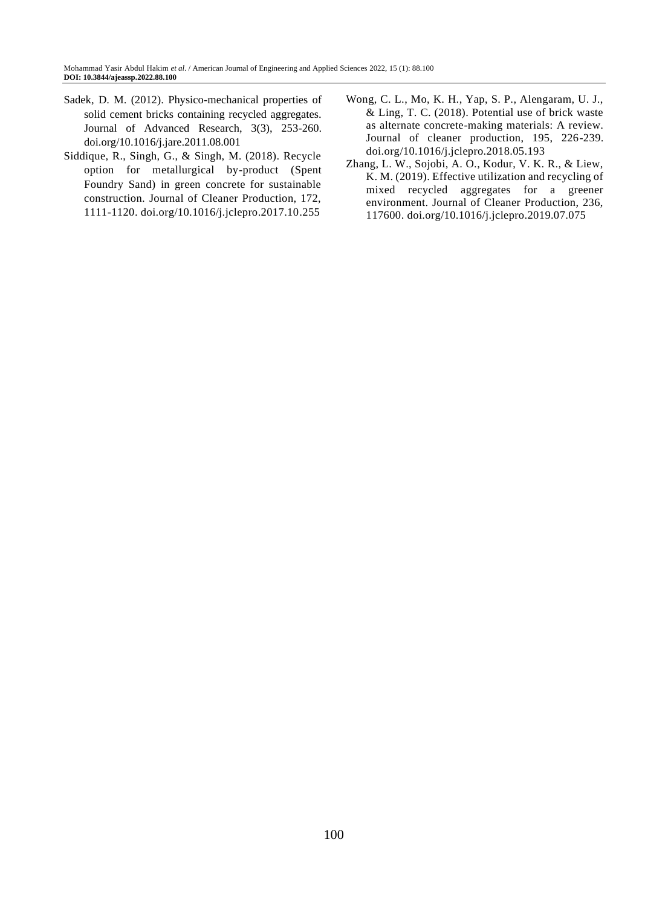Sadek, D. M. (2012). Physico-mechanical properties of solid cement bricks containing recycled aggregates. Journal of Advanced Research, 3(3), 253-260. doi.org/10.1016/j.jare.2011.08.001

Siddique, R., Singh, G., & Singh, M. (2018). Recycle option for metallurgical by-product (Spent Foundry Sand) in green concrete for sustainable construction. Journal of Cleaner Production, 172, 1111-1120. doi.org/10.1016/j.jclepro.2017.10.255

Wong, C. L., Mo, K. H., Yap, S. P., Alengaram, U. J., & Ling, T. C. (2018). Potential use of brick waste as alternate concrete-making materials: A review. Journal of cleaner production, 195, 226-239. doi.org/10.1016/j.jclepro.2018.05.193

Zhang, L. W., Sojobi, A. O., Kodur, V. K. R., & Liew, K. M. (2019). Effective utilization and recycling of mixed recycled aggregates for a greener environment. Journal of Cleaner Production, 236, 117600. doi.org/10.1016/j.jclepro.2019.07.075